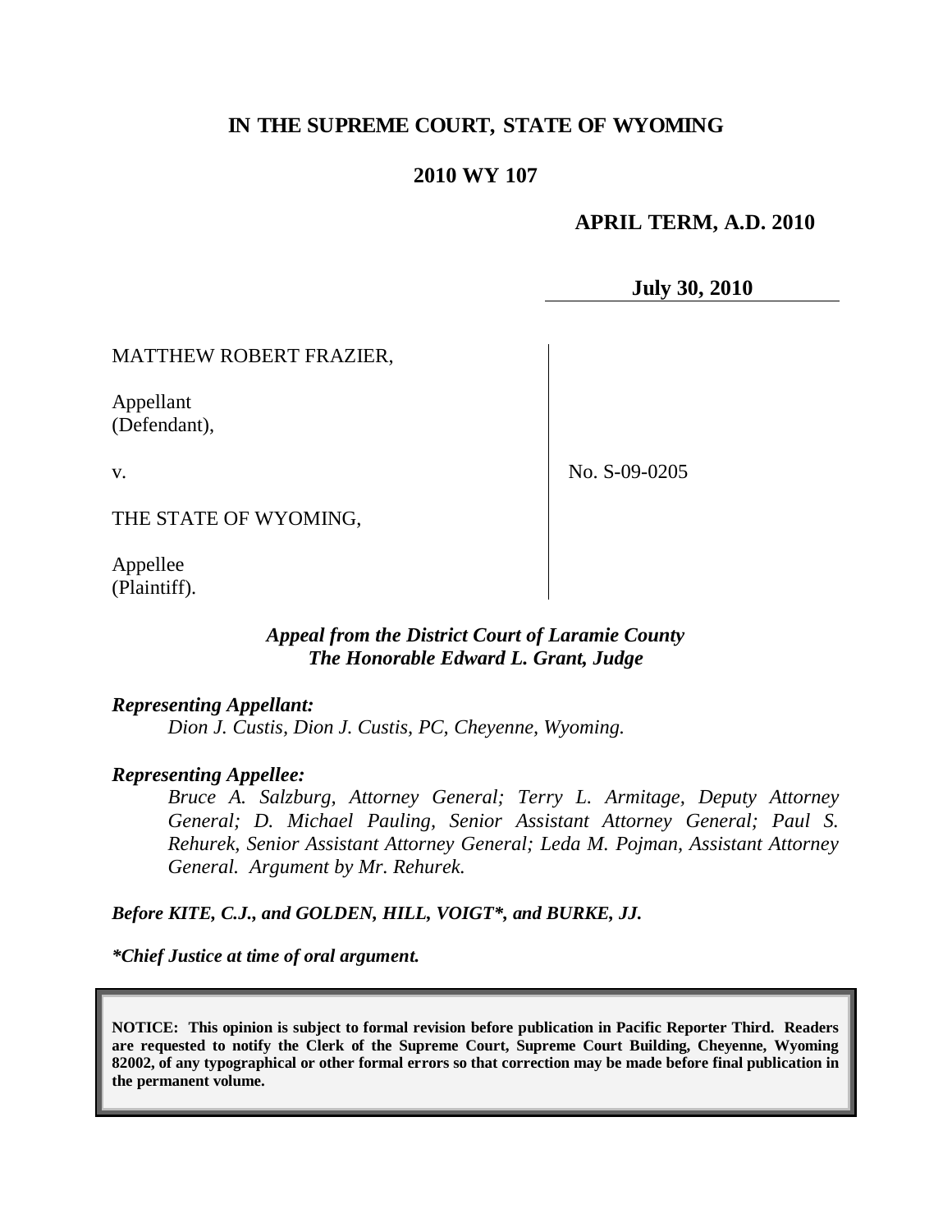**IN THE SUPREME COURT, STATE OF WYOMING**

**2010 WY 107**

**APRIL TERM, A.D. 2010**

**July 30, 2010**

MATTHEW ROBERT FRAZIER,

Appellant
(Defendant),

v.

THE STATE OF WYOMING,

Appellee
(Plaintiff).

No. S-09-0205

***Appeal from the District Court of Laramie County***
***The Honorable Edward L. Grant, Judge***

***Representing Appellant:***

*Dion J. Custis, Dion J. Custis, PC, Cheyenne, Wyoming.*

***Representing Appellee:***

*Bruce A. Salzburg, Attorney General; Terry L. Armitage, Deputy Attorney General; D. Michael Pauling, Senior Assistant Attorney General; Paul S. Rehurek, Senior Assistant Attorney General; Leda M. Pojman, Assistant Attorney General. Argument by Mr. Rehurek.*

***Before KITE, C.J., and GOLDEN, HILL, VOIGT\*, and BURKE, JJ.***

***\*Chief Justice at time of oral argument.***

**NOTICE: This opinion is subject to formal revision before publication in Pacific Reporter Third. Readers are requested to notify the Clerk of the Supreme Court, Supreme Court Building, Cheyenne, Wyoming 82002, of any typographical or other formal errors so that correction may be made before final publication in the permanent volume.**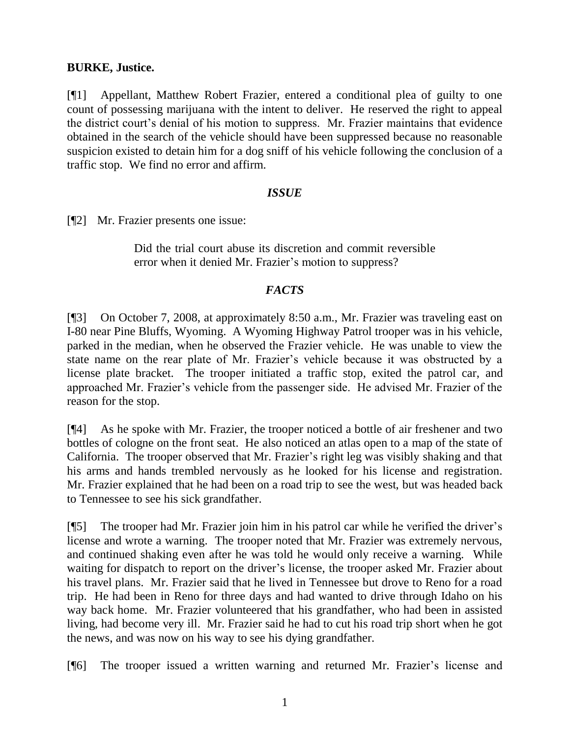**BURKE, Justice.**

[¶1] Appellant, Matthew Robert Frazier, entered a conditional plea of guilty to one count of possessing marijuana with the intent to deliver. He reserved the right to appeal the district court's denial of his motion to suppress. Mr. Frazier maintains that evidence obtained in the search of the vehicle should have been suppressed because no reasonable suspicion existed to detain him for a dog sniff of his vehicle following the conclusion of a traffic stop. We find no error and affirm.

### *ISSUE*

[¶2] Mr. Frazier presents one issue:

> Did the trial court abuse its discretion and commit reversible error when it denied Mr. Frazier's motion to suppress?

### *FACTS*

[¶3] On October 7, 2008, at approximately 8:50 a.m., Mr. Frazier was traveling east on I-80 near Pine Bluffs, Wyoming. A Wyoming Highway Patrol trooper was in his vehicle, parked in the median, when he observed the Frazier vehicle. He was unable to view the state name on the rear plate of Mr. Frazier's vehicle because it was obstructed by a license plate bracket. The trooper initiated a traffic stop, exited the patrol car, and approached Mr. Frazier's vehicle from the passenger side. He advised Mr. Frazier of the reason for the stop.

[¶4] As he spoke with Mr. Frazier, the trooper noticed a bottle of air freshener and two bottles of cologne on the front seat. He also noticed an atlas open to a map of the state of California. The trooper observed that Mr. Frazier's right leg was visibly shaking and that his arms and hands trembled nervously as he looked for his license and registration. Mr. Frazier explained that he had been on a road trip to see the west, but was headed back to Tennessee to see his sick grandfather.

[¶5] The trooper had Mr. Frazier join him in his patrol car while he verified the driver's license and wrote a warning. The trooper noted that Mr. Frazier was extremely nervous, and continued shaking even after he was told he would only receive a warning. While waiting for dispatch to report on the driver's license, the trooper asked Mr. Frazier about his travel plans. Mr. Frazier said that he lived in Tennessee but drove to Reno for a road trip. He had been in Reno for three days and had wanted to drive through Idaho on his way back home. Mr. Frazier volunteered that his grandfather, who had been in assisted living, had become very ill. Mr. Frazier said he had to cut his road trip short when he got the news, and was now on his way to see his dying grandfather.

[¶6] The trooper issued a written warning and returned Mr. Frazier's license and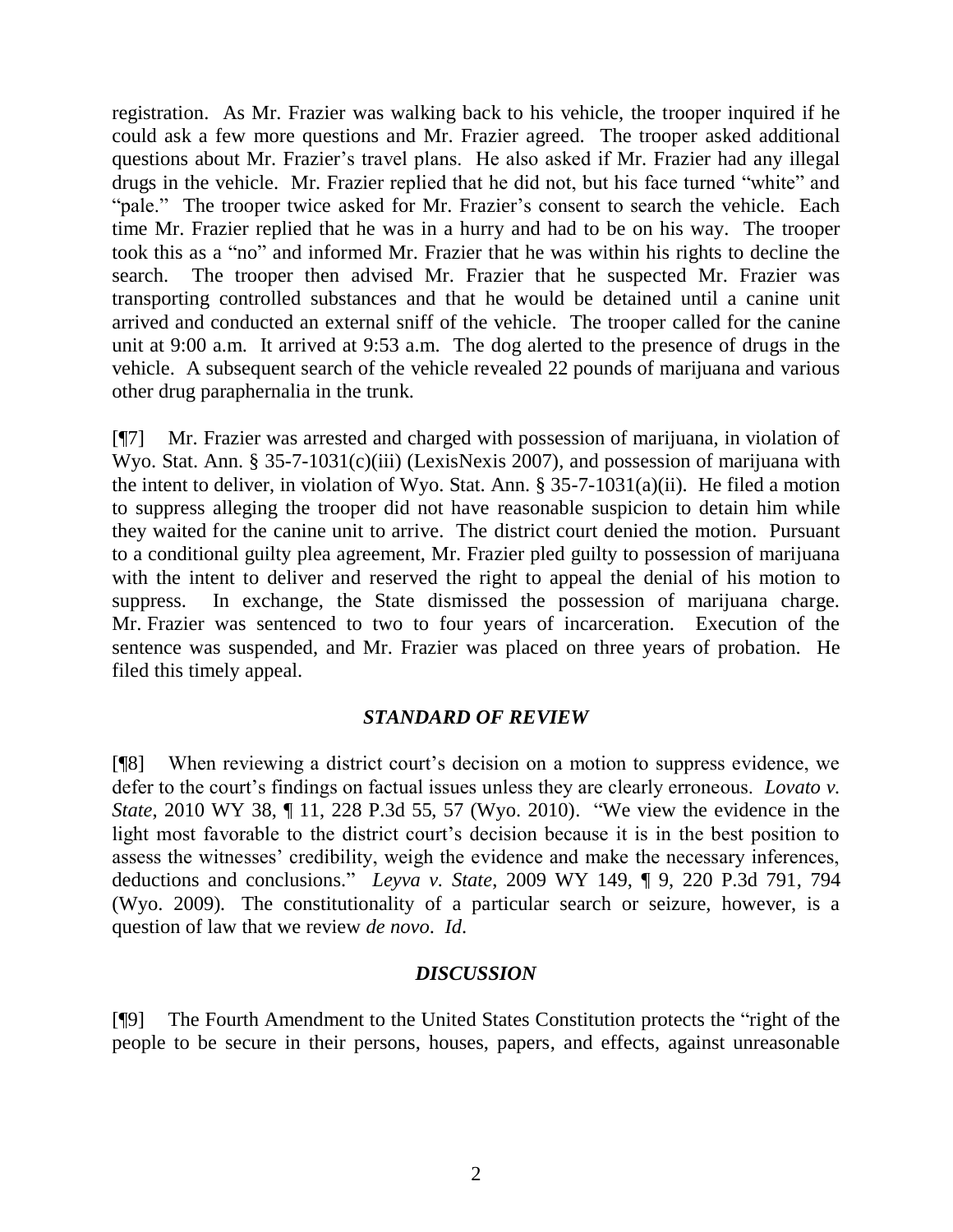registration. As Mr. Frazier was walking back to his vehicle, the trooper inquired if he could ask a few more questions and Mr. Frazier agreed. The trooper asked additional questions about Mr. Frazier's travel plans. He also asked if Mr. Frazier had any illegal drugs in the vehicle. Mr. Frazier replied that he did not, but his face turned "white" and "pale." The trooper twice asked for Mr. Frazier's consent to search the vehicle. Each time Mr. Frazier replied that he was in a hurry and had to be on his way. The trooper took this as a "no" and informed Mr. Frazier that he was within his rights to decline the search. The trooper then advised Mr. Frazier that he suspected Mr. Frazier was transporting controlled substances and that he would be detained until a canine unit arrived and conducted an external sniff of the vehicle. The trooper called for the canine unit at 9:00 a.m. It arrived at 9:53 a.m. The dog alerted to the presence of drugs in the vehicle. A subsequent search of the vehicle revealed 22 pounds of marijuana and various other drug paraphernalia in the trunk.

[¶7] Mr. Frazier was arrested and charged with possession of marijuana, in violation of Wyo. Stat. Ann. § 35-7-1031(c)(iii) (LexisNexis 2007), and possession of marijuana with the intent to deliver, in violation of Wyo. Stat. Ann. § 35-7-1031(a)(ii). He filed a motion to suppress alleging the trooper did not have reasonable suspicion to detain him while they waited for the canine unit to arrive. The district court denied the motion. Pursuant to a conditional guilty plea agreement, Mr. Frazier pled guilty to possession of marijuana with the intent to deliver and reserved the right to appeal the denial of his motion to suppress. In exchange, the State dismissed the possession of marijuana charge. Mr. Frazier was sentenced to two to four years of incarceration. Execution of the sentence was suspended, and Mr. Frazier was placed on three years of probation. He filed this timely appeal.

## *STANDARD OF REVIEW*

[¶8] When reviewing a district court's decision on a motion to suppress evidence, we defer to the court's findings on factual issues unless they are clearly erroneous. *Lovato v. State*, 2010 WY 38, ¶ 11, 228 P.3d 55, 57 (Wyo. 2010). "We view the evidence in the light most favorable to the district court's decision because it is in the best position to assess the witnesses' credibility, weigh the evidence and make the necessary inferences, deductions and conclusions." *Leyva v. State*, 2009 WY 149, ¶ 9, 220 P.3d 791, 794 (Wyo. 2009). The constitutionality of a particular search or seizure, however, is a question of law that we review *de novo*. *Id*.

## *DISCUSSION*

[¶9] The Fourth Amendment to the United States Constitution protects the "right of the people to be secure in their persons, houses, papers, and effects, against unreasonable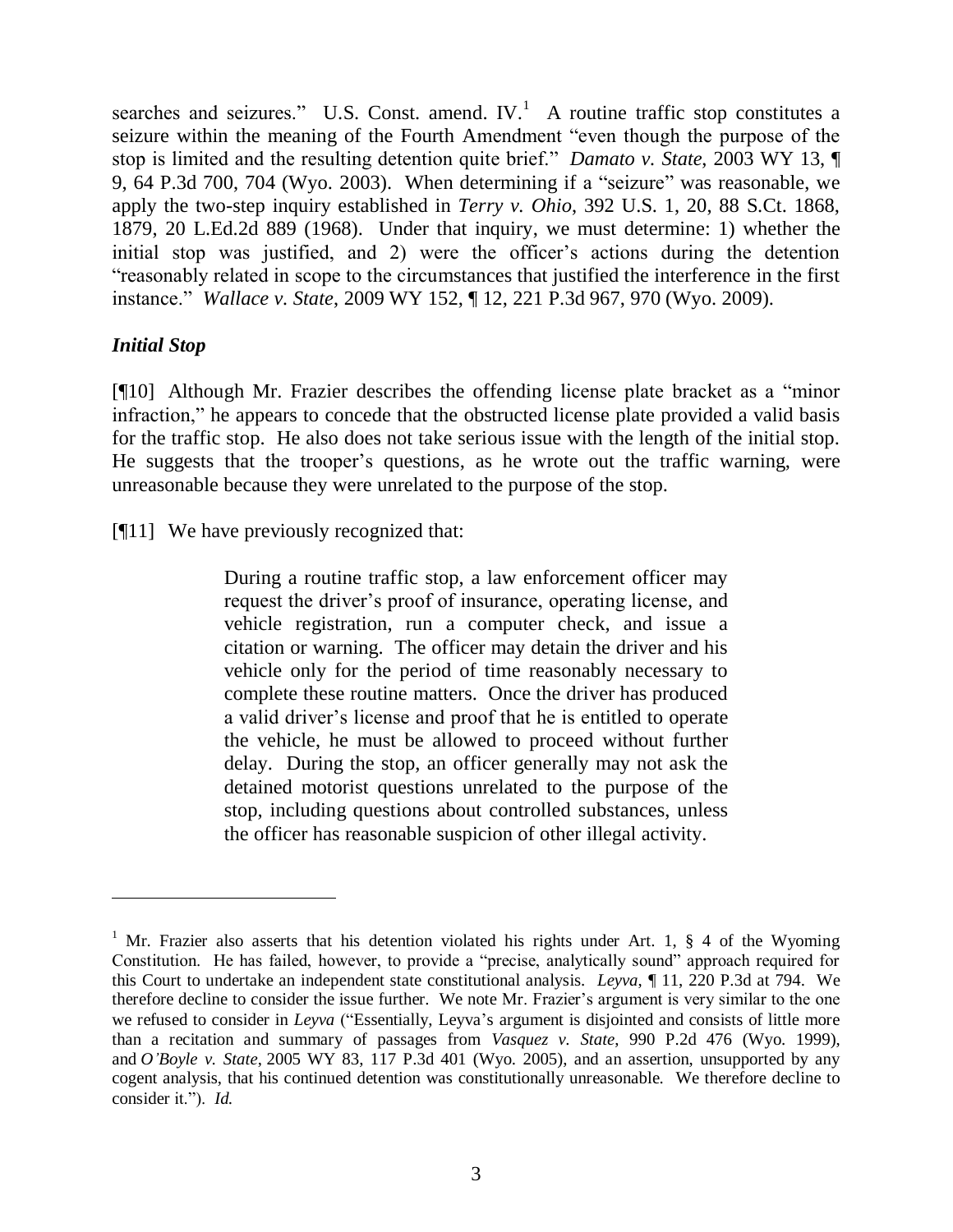searches and seizures." U.S. Const. amend. IV.[1] A routine traffic stop constitutes a seizure within the meaning of the Fourth Amendment "even though the purpose of the stop is limited and the resulting detention quite brief." *Damato v. State*, 2003 WY 13, ¶ 9, 64 P.3d 700, 704 (Wyo. 2003). When determining if a "seizure" was reasonable, we apply the two-step inquiry established in *Terry v. Ohio*, 392 U.S. 1, 20, 88 S.Ct. 1868, 1879, 20 L.Ed.2d 889 (1968). Under that inquiry, we must determine: 1) whether the initial stop was justified, and 2) were the officer's actions during the detention "reasonably related in scope to the circumstances that justified the interference in the first instance." *Wallace v. State*, 2009 WY 152, ¶ 12, 221 P.3d 967, 970 (Wyo. 2009).

***Initial Stop***

[¶10] Although Mr. Frazier describes the offending license plate bracket as a "minor infraction," he appears to concede that the obstructed license plate provided a valid basis for the traffic stop. He also does not take serious issue with the length of the initial stop. He suggests that the trooper's questions, as he wrote out the traffic warning, were unreasonable because they were unrelated to the purpose of the stop.

[¶11] We have previously recognized that:

> During a routine traffic stop, a law enforcement officer may request the driver's proof of insurance, operating license, and vehicle registration, run a computer check, and issue a citation or warning. The officer may detain the driver and his vehicle only for the period of time reasonably necessary to complete these routine matters. Once the driver has produced a valid driver's license and proof that he is entitled to operate the vehicle, he must be allowed to proceed without further delay. During the stop, an officer generally may not ask the detained motorist questions unrelated to the purpose of the stop, including questions about controlled substances, unless the officer has reasonable suspicion of other illegal activity.

---

[1] Mr. Frazier also asserts that his detention violated his rights under Art. 1, § 4 of the Wyoming Constitution. He has failed, however, to provide a "precise, analytically sound" approach required for this Court to undertake an independent state constitutional analysis. *Leyva*, ¶ 11, 220 P.3d at 794. We therefore decline to consider the issue further. We note Mr. Frazier's argument is very similar to the one we refused to consider in *Leyva* ("Essentially, Leyva's argument is disjointed and consists of little more than a recitation and summary of passages from *Vasquez v. State*, 990 P.2d 476 (Wyo. 1999), and *O'Boyle v. State*, 2005 WY 83, 117 P.3d 401 (Wyo. 2005), and an assertion, unsupported by any cogent analysis, that his continued detention was constitutionally unreasonable. We therefore decline to consider it."). *Id.*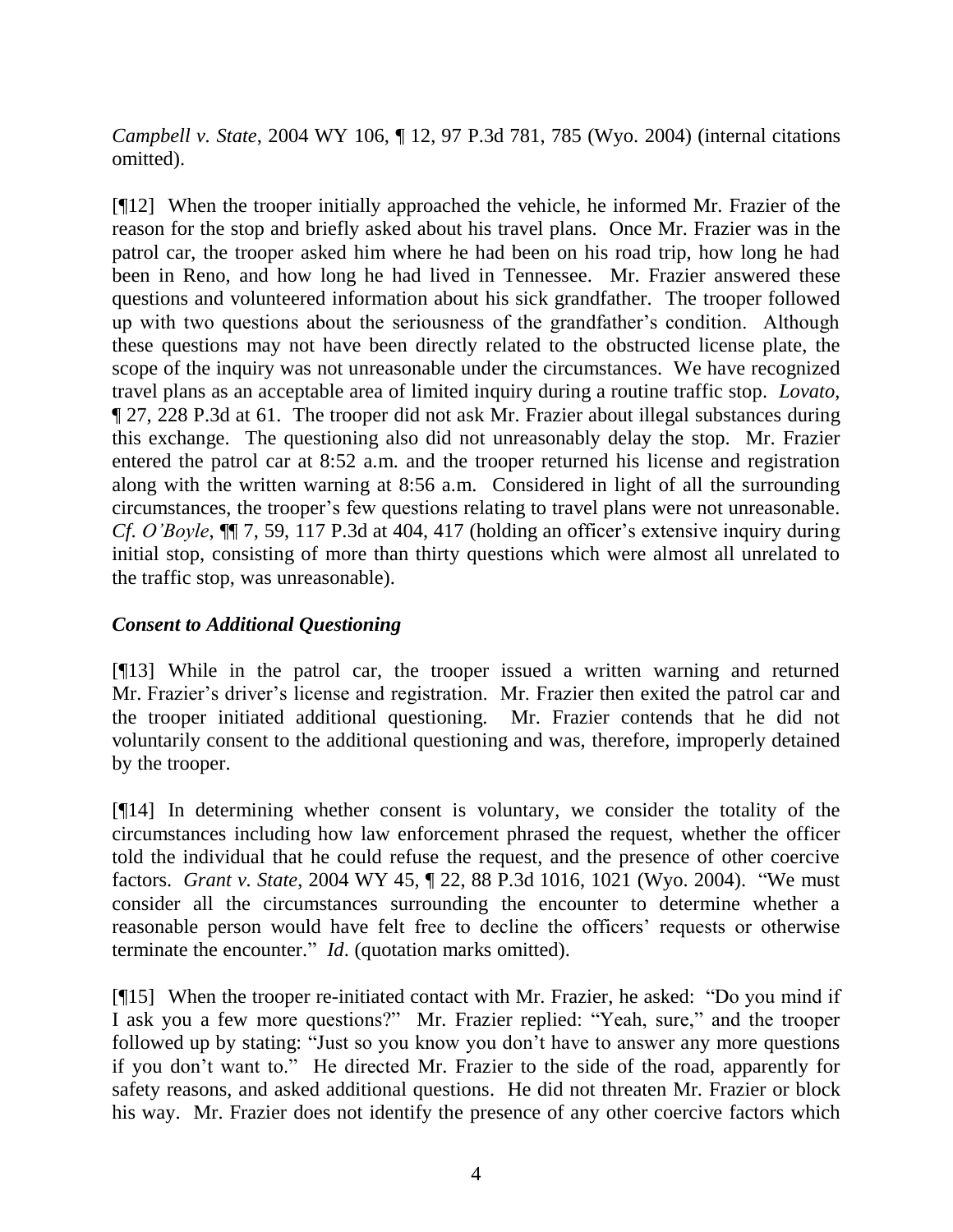*Campbell v. State*, 2004 WY 106, ¶ 12, 97 P.3d 781, 785 (Wyo. 2004) (internal citations omitted).

[¶12] When the trooper initially approached the vehicle, he informed Mr. Frazier of the reason for the stop and briefly asked about his travel plans. Once Mr. Frazier was in the patrol car, the trooper asked him where he had been on his road trip, how long he had been in Reno, and how long he had lived in Tennessee. Mr. Frazier answered these questions and volunteered information about his sick grandfather. The trooper followed up with two questions about the seriousness of the grandfather's condition. Although these questions may not have been directly related to the obstructed license plate, the scope of the inquiry was not unreasonable under the circumstances. We have recognized travel plans as an acceptable area of limited inquiry during a routine traffic stop. *Lovato*, ¶ 27, 228 P.3d at 61. The trooper did not ask Mr. Frazier about illegal substances during this exchange. The questioning also did not unreasonably delay the stop. Mr. Frazier entered the patrol car at 8:52 a.m. and the trooper returned his license and registration along with the written warning at 8:56 a.m. Considered in light of all the surrounding circumstances, the trooper's few questions relating to travel plans were not unreasonable. *Cf*. *O'Boyle*, ¶¶ 7, 59, 117 P.3d at 404, 417 (holding an officer's extensive inquiry during initial stop, consisting of more than thirty questions which were almost all unrelated to the traffic stop, was unreasonable).

### *Consent to Additional Questioning*

[¶13] While in the patrol car, the trooper issued a written warning and returned Mr. Frazier's driver's license and registration. Mr. Frazier then exited the patrol car and the trooper initiated additional questioning. Mr. Frazier contends that he did not voluntarily consent to the additional questioning and was, therefore, improperly detained by the trooper.

[¶14] In determining whether consent is voluntary, we consider the totality of the circumstances including how law enforcement phrased the request, whether the officer told the individual that he could refuse the request, and the presence of other coercive factors. *Grant v. State*, 2004 WY 45, ¶ 22, 88 P.3d 1016, 1021 (Wyo. 2004). "We must consider all the circumstances surrounding the encounter to determine whether a reasonable person would have felt free to decline the officers' requests or otherwise terminate the encounter." *Id*. (quotation marks omitted).

[¶15] When the trooper re-initiated contact with Mr. Frazier, he asked: "Do you mind if I ask you a few more questions?" Mr. Frazier replied: "Yeah, sure," and the trooper followed up by stating: "Just so you know you don't have to answer any more questions if you don't want to." He directed Mr. Frazier to the side of the road, apparently for safety reasons, and asked additional questions. He did not threaten Mr. Frazier or block his way. Mr. Frazier does not identify the presence of any other coercive factors which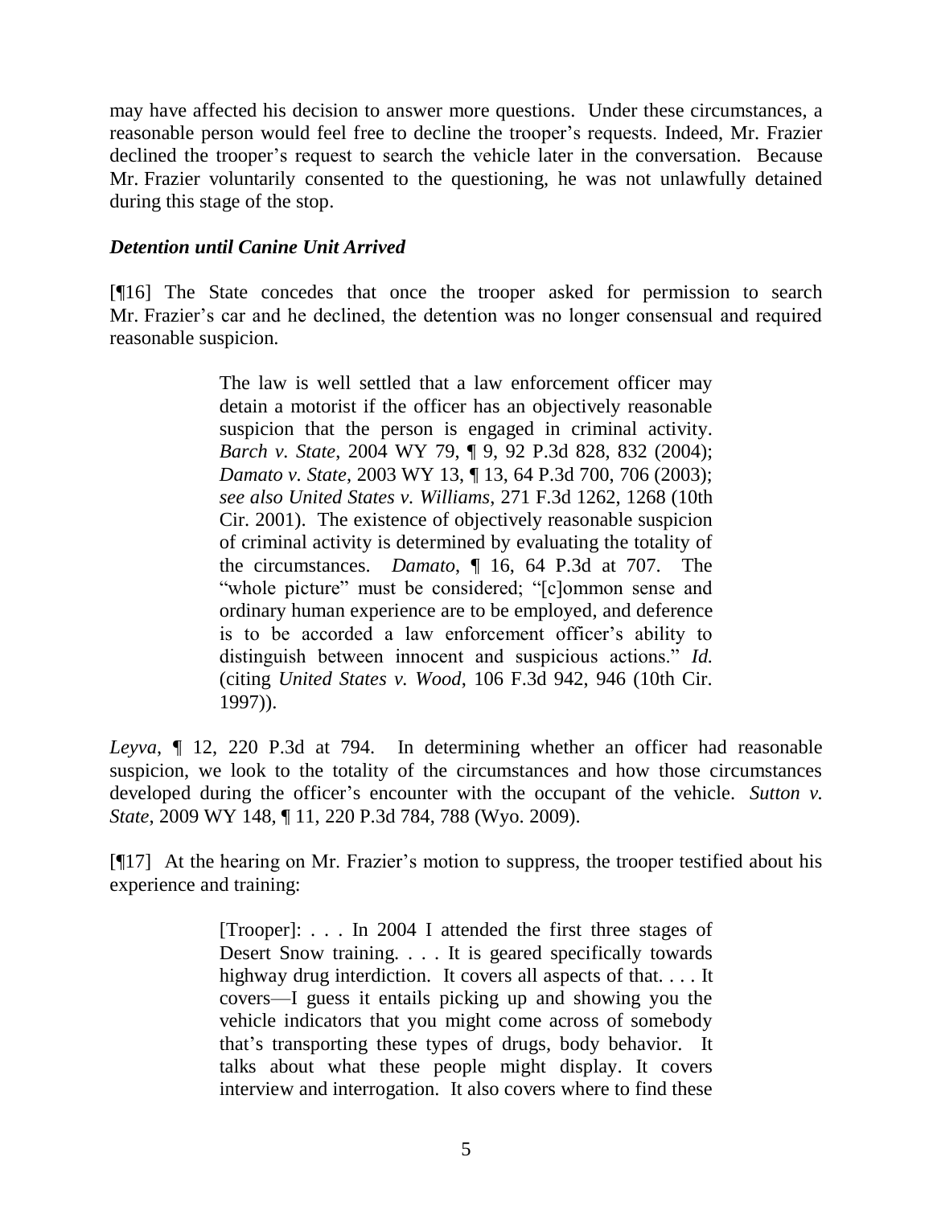may have affected his decision to answer more questions. Under these circumstances, a reasonable person would feel free to decline the trooper's requests. Indeed, Mr. Frazier declined the trooper's request to search the vehicle later in the conversation. Because Mr. Frazier voluntarily consented to the questioning, he was not unlawfully detained during this stage of the stop.

***Detention until Canine Unit Arrived***

[¶16] The State concedes that once the trooper asked for permission to search Mr. Frazier's car and he declined, the detention was no longer consensual and required reasonable suspicion.

> The law is well settled that a law enforcement officer may detain a motorist if the officer has an objectively reasonable suspicion that the person is engaged in criminal activity. *Barch v. State*, 2004 WY 79, ¶ 9, 92 P.3d 828, 832 (2004); *Damato v. State*, 2003 WY 13, ¶ 13, 64 P.3d 700, 706 (2003); *see also United States v. Williams*, 271 F.3d 1262, 1268 (10th Cir. 2001). The existence of objectively reasonable suspicion of criminal activity is determined by evaluating the totality of the circumstances. *Damato*, ¶ 16, 64 P.3d at 707. The "whole picture" must be considered; "[c]ommon sense and ordinary human experience are to be employed, and deference is to be accorded a law enforcement officer's ability to distinguish between innocent and suspicious actions." *Id.* (citing *United States v. Wood*, 106 F.3d 942, 946 (10th Cir. 1997)).

*Leyva*, ¶ 12, 220 P.3d at 794. In determining whether an officer had reasonable suspicion, we look to the totality of the circumstances and how those circumstances developed during the officer's encounter with the occupant of the vehicle. *Sutton v. State*, 2009 WY 148, ¶ 11, 220 P.3d 784, 788 (Wyo. 2009).

[¶17] At the hearing on Mr. Frazier's motion to suppress, the trooper testified about his experience and training:

> [Trooper]: . . . In 2004 I attended the first three stages of Desert Snow training. . . . It is geared specifically towards highway drug interdiction. It covers all aspects of that. . . . It covers—I guess it entails picking up and showing you the vehicle indicators that you might come across of somebody that's transporting these types of drugs, body behavior. It talks about what these people might display. It covers interview and interrogation. It also covers where to find these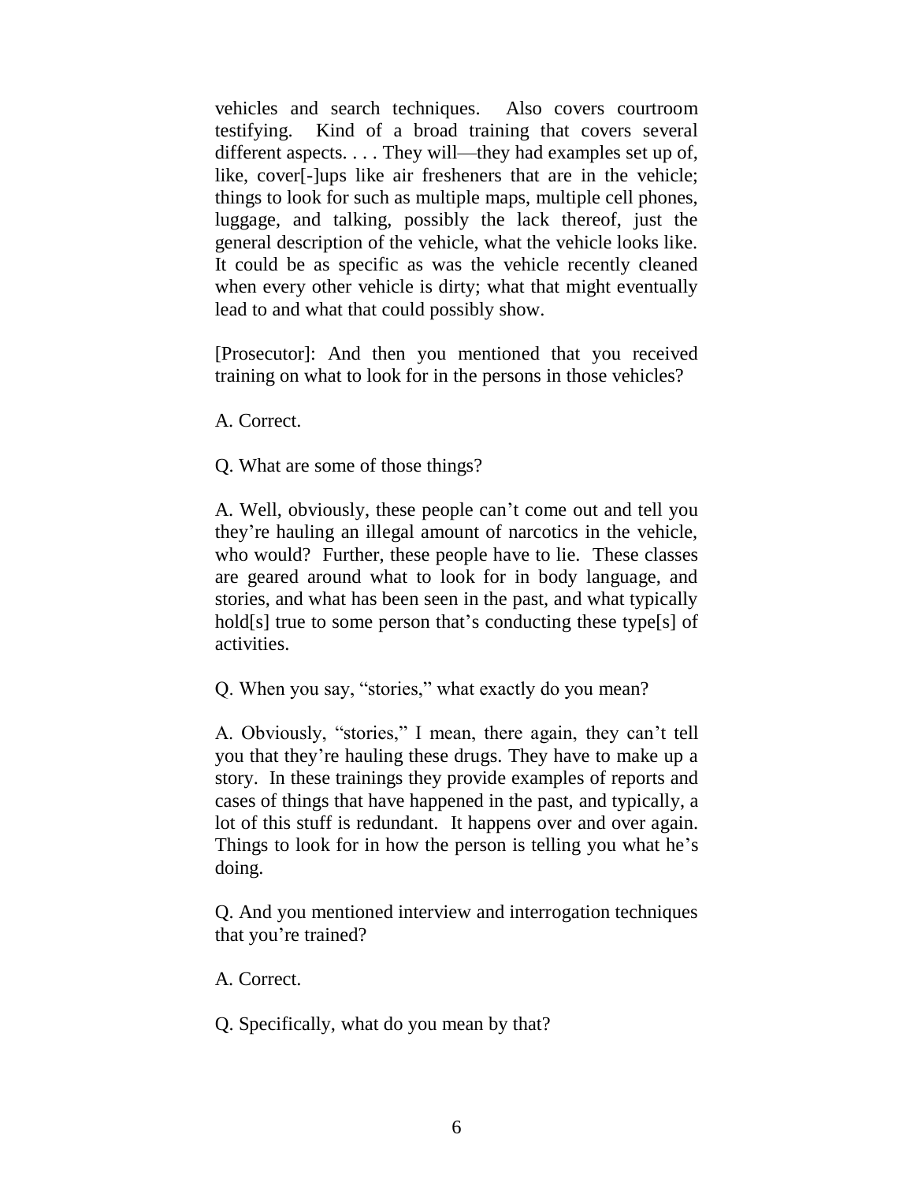vehicles and search techniques. Also covers courtroom testifying. Kind of a broad training that covers several different aspects. . . . They will—they had examples set up of, like, cover[-]ups like air fresheners that are in the vehicle; things to look for such as multiple maps, multiple cell phones, luggage, and talking, possibly the lack thereof, just the general description of the vehicle, what the vehicle looks like. It could be as specific as was the vehicle recently cleaned when every other vehicle is dirty; what that might eventually lead to and what that could possibly show.

[Prosecutor]: And then you mentioned that you received training on what to look for in the persons in those vehicles?

A. Correct.

Q. What are some of those things?

A. Well, obviously, these people can't come out and tell you they're hauling an illegal amount of narcotics in the vehicle, who would? Further, these people have to lie. These classes are geared around what to look for in body language, and stories, and what has been seen in the past, and what typically hold[s] true to some person that's conducting these type[s] of activities.

Q. When you say, "stories," what exactly do you mean?

A. Obviously, "stories," I mean, there again, they can't tell you that they're hauling these drugs. They have to make up a story. In these trainings they provide examples of reports and cases of things that have happened in the past, and typically, a lot of this stuff is redundant. It happens over and over again. Things to look for in how the person is telling you what he's doing.

Q. And you mentioned interview and interrogation techniques that you're trained?

A. Correct.

Q. Specifically, what do you mean by that?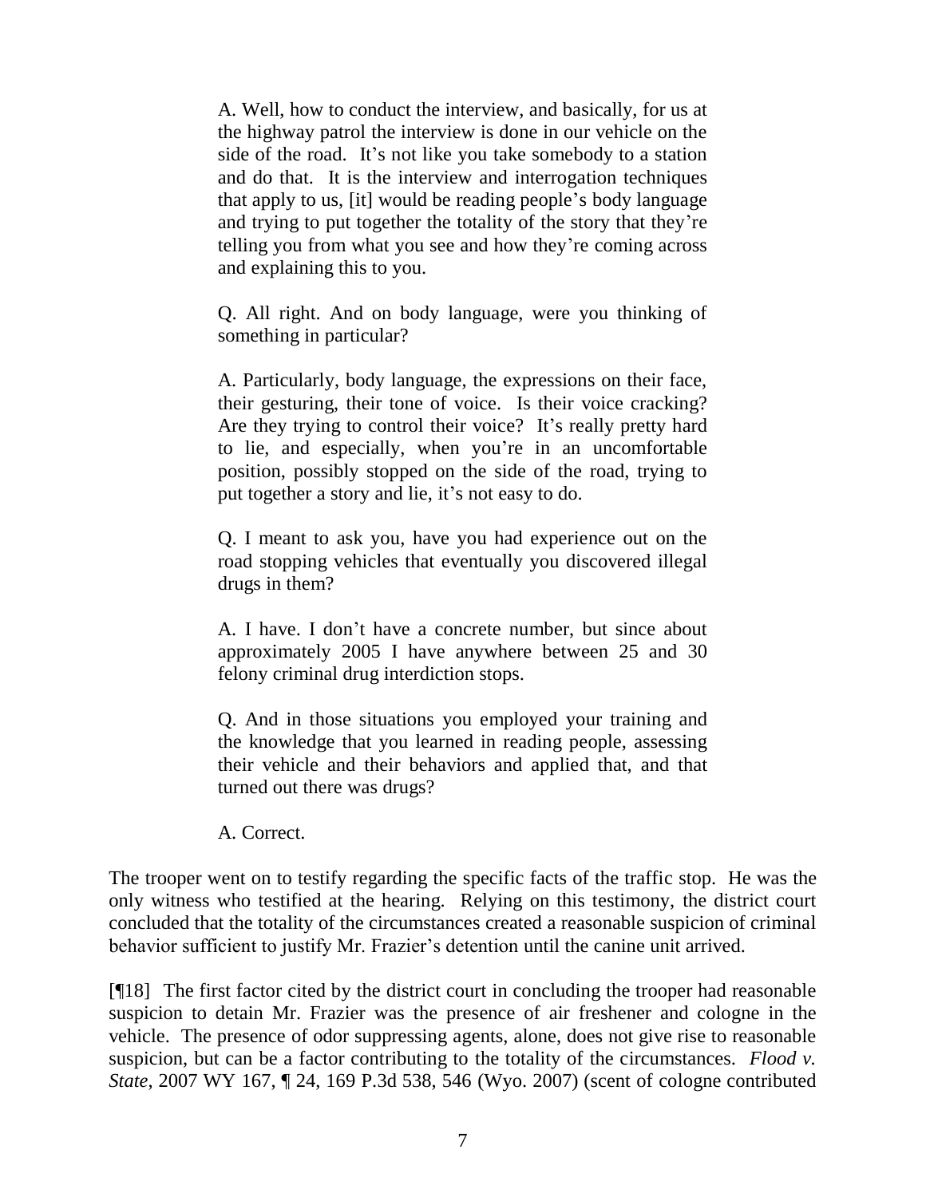> A. Well, how to conduct the interview, and basically, for us at the highway patrol the interview is done in our vehicle on the side of the road. It's not like you take somebody to a station and do that. It is the interview and interrogation techniques that apply to us, [it] would be reading people's body language and trying to put together the totality of the story that they're telling you from what you see and how they're coming across and explaining this to you.
>
> Q. All right. And on body language, were you thinking of something in particular?
>
> A. Particularly, body language, the expressions on their face, their gesturing, their tone of voice. Is their voice cracking? Are they trying to control their voice? It's really pretty hard to lie, and especially, when you're in an uncomfortable position, possibly stopped on the side of the road, trying to put together a story and lie, it's not easy to do.
>
> Q. I meant to ask you, have you had experience out on the road stopping vehicles that eventually you discovered illegal drugs in them?
>
> A. I have. I don't have a concrete number, but since about approximately 2005 I have anywhere between 25 and 30 felony criminal drug interdiction stops.
>
> Q. And in those situations you employed your training and the knowledge that you learned in reading people, assessing their vehicle and their behaviors and applied that, and that turned out there was drugs?
>
> A. Correct.

The trooper went on to testify regarding the specific facts of the traffic stop. He was the only witness who testified at the hearing. Relying on this testimony, the district court concluded that the totality of the circumstances created a reasonable suspicion of criminal behavior sufficient to justify Mr. Frazier's detention until the canine unit arrived.

[¶18] The first factor cited by the district court in concluding the trooper had reasonable suspicion to detain Mr. Frazier was the presence of air freshener and cologne in the vehicle. The presence of odor suppressing agents, alone, does not give rise to reasonable suspicion, but can be a factor contributing to the totality of the circumstances. *Flood v. State*, 2007 WY 167, ¶ 24, 169 P.3d 538, 546 (Wyo. 2007) (scent of cologne contributed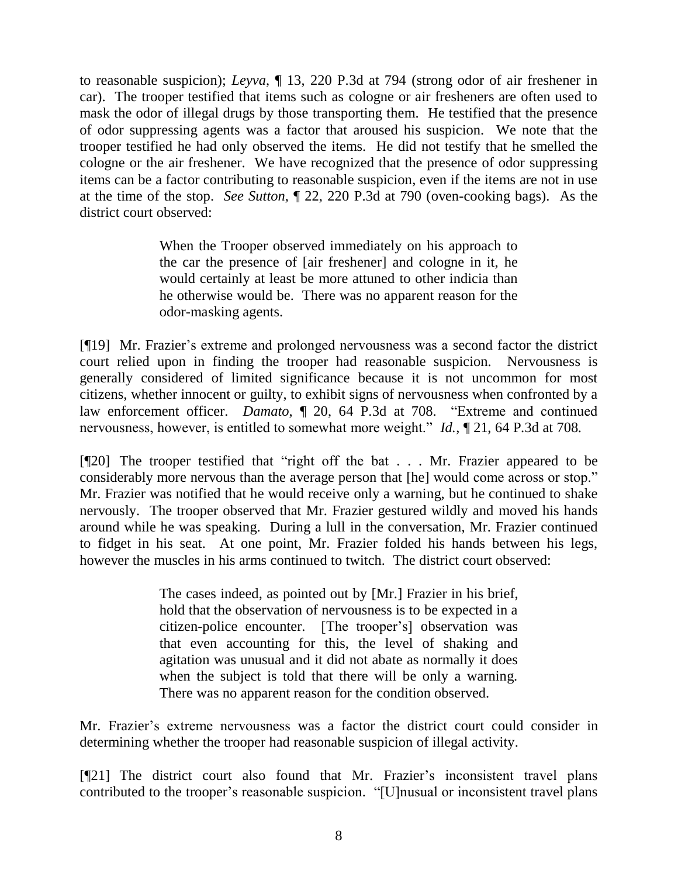to reasonable suspicion); *Leyva*, ¶ 13, 220 P.3d at 794 (strong odor of air freshener in car). The trooper testified that items such as cologne or air fresheners are often used to mask the odor of illegal drugs by those transporting them. He testified that the presence of odor suppressing agents was a factor that aroused his suspicion. We note that the trooper testified he had only observed the items. He did not testify that he smelled the cologne or the air freshener. We have recognized that the presence of odor suppressing items can be a factor contributing to reasonable suspicion, even if the items are not in use at the time of the stop. *See Sutton*, ¶ 22, 220 P.3d at 790 (oven-cooking bags). As the district court observed:

> When the Trooper observed immediately on his approach to the car the presence of [air freshener] and cologne in it, he would certainly at least be more attuned to other indicia than he otherwise would be. There was no apparent reason for the odor-masking agents.

[¶19] Mr. Frazier's extreme and prolonged nervousness was a second factor the district court relied upon in finding the trooper had reasonable suspicion. Nervousness is generally considered of limited significance because it is not uncommon for most citizens, whether innocent or guilty, to exhibit signs of nervousness when confronted by a law enforcement officer. *Damato*, ¶ 20, 64 P.3d at 708. "Extreme and continued nervousness, however, is entitled to somewhat more weight." *Id.*, ¶ 21, 64 P.3d at 708.

[¶20] The trooper testified that "right off the bat . . . Mr. Frazier appeared to be considerably more nervous than the average person that [he] would come across or stop." Mr. Frazier was notified that he would receive only a warning, but he continued to shake nervously. The trooper observed that Mr. Frazier gestured wildly and moved his hands around while he was speaking. During a lull in the conversation, Mr. Frazier continued to fidget in his seat. At one point, Mr. Frazier folded his hands between his legs, however the muscles in his arms continued to twitch. The district court observed:

> The cases indeed, as pointed out by [Mr.] Frazier in his brief, hold that the observation of nervousness is to be expected in a citizen-police encounter. [The trooper's] observation was that even accounting for this, the level of shaking and agitation was unusual and it did not abate as normally it does when the subject is told that there will be only a warning. There was no apparent reason for the condition observed.

Mr. Frazier's extreme nervousness was a factor the district court could consider in determining whether the trooper had reasonable suspicion of illegal activity.

[¶21] The district court also found that Mr. Frazier's inconsistent travel plans contributed to the trooper's reasonable suspicion. "[U]nusual or inconsistent travel plans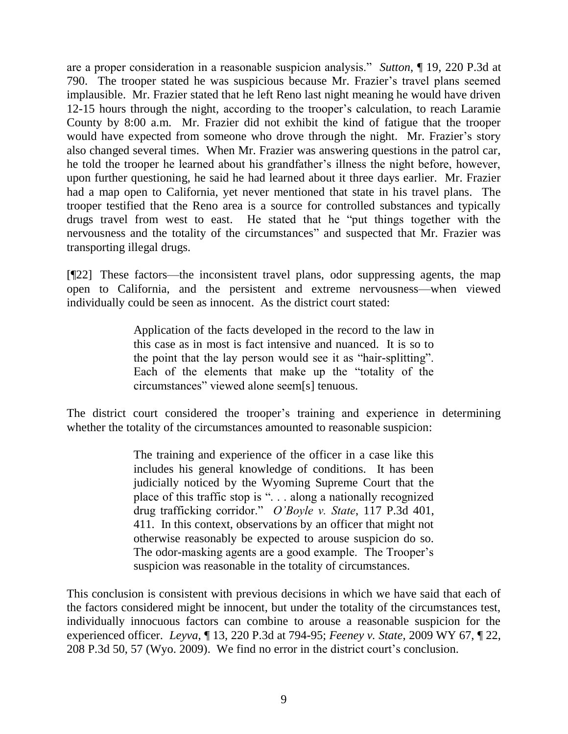are a proper consideration in a reasonable suspicion analysis." *Sutton*, ¶ 19, 220 P.3d at 790. The trooper stated he was suspicious because Mr. Frazier's travel plans seemed implausible. Mr. Frazier stated that he left Reno last night meaning he would have driven 12-15 hours through the night, according to the trooper's calculation, to reach Laramie County by 8:00 a.m. Mr. Frazier did not exhibit the kind of fatigue that the trooper would have expected from someone who drove through the night. Mr. Frazier's story also changed several times. When Mr. Frazier was answering questions in the patrol car, he told the trooper he learned about his grandfather's illness the night before, however, upon further questioning, he said he had learned about it three days earlier. Mr. Frazier had a map open to California, yet never mentioned that state in his travel plans. The trooper testified that the Reno area is a source for controlled substances and typically drugs travel from west to east. He stated that he "put things together with the nervousness and the totality of the circumstances" and suspected that Mr. Frazier was transporting illegal drugs.

[¶22] These factors—the inconsistent travel plans, odor suppressing agents, the map open to California, and the persistent and extreme nervousness—when viewed individually could be seen as innocent. As the district court stated:

> Application of the facts developed in the record to the law in this case as in most is fact intensive and nuanced. It is so to the point that the lay person would see it as "hair-splitting". Each of the elements that make up the "totality of the circumstances" viewed alone seem[s] tenuous.

The district court considered the trooper's training and experience in determining whether the totality of the circumstances amounted to reasonable suspicion:

> The training and experience of the officer in a case like this includes his general knowledge of conditions. It has been judicially noticed by the Wyoming Supreme Court that the place of this traffic stop is ". . . along a nationally recognized drug trafficking corridor." *O'Boyle v. State*, 117 P.3d 401, 411. In this context, observations by an officer that might not otherwise reasonably be expected to arouse suspicion do so. The odor-masking agents are a good example. The Trooper's suspicion was reasonable in the totality of circumstances.

This conclusion is consistent with previous decisions in which we have said that each of the factors considered might be innocent, but under the totality of the circumstances test, individually innocuous factors can combine to arouse a reasonable suspicion for the experienced officer. *Leyva*, ¶ 13, 220 P.3d at 794-95; *Feeney v. State*, 2009 WY 67, ¶ 22, 208 P.3d 50, 57 (Wyo. 2009). We find no error in the district court's conclusion.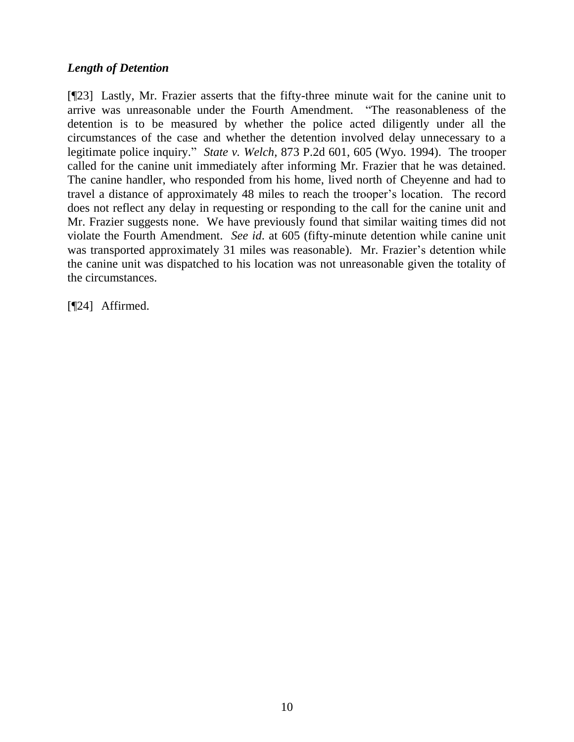### *Length of Detention*

[¶23] Lastly, Mr. Frazier asserts that the fifty-three minute wait for the canine unit to arrive was unreasonable under the Fourth Amendment. "The reasonableness of the detention is to be measured by whether the police acted diligently under all the circumstances of the case and whether the detention involved delay unnecessary to a legitimate police inquiry." *State v. Welch*, 873 P.2d 601, 605 (Wyo. 1994). The trooper called for the canine unit immediately after informing Mr. Frazier that he was detained. The canine handler, who responded from his home, lived north of Cheyenne and had to travel a distance of approximately 48 miles to reach the trooper's location. The record does not reflect any delay in requesting or responding to the call for the canine unit and Mr. Frazier suggests none. We have previously found that similar waiting times did not violate the Fourth Amendment. *See id*. at 605 (fifty-minute detention while canine unit was transported approximately 31 miles was reasonable). Mr. Frazier's detention while the canine unit was dispatched to his location was not unreasonable given the totality of the circumstances.

[¶24] Affirmed.